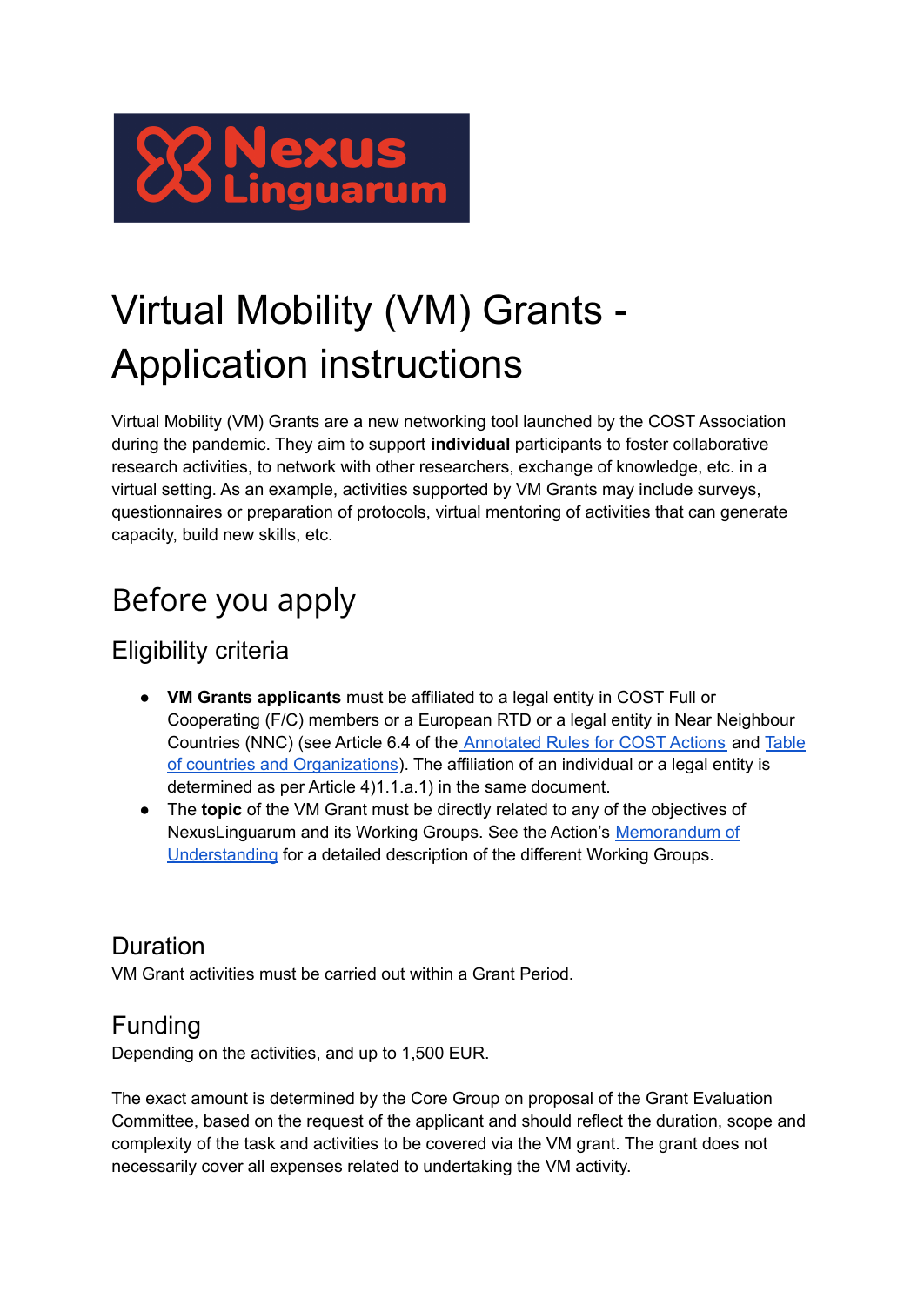Nexus Linguarum

# Virtual Mobility (VM) Grants - Application instructions

Virtual Mobility (VM) Grants are a new networking tool launched by the COST Association during the pandemic. They aim to support **individual** participants to foster collaborative research activities, to network with other researchers, exchange of knowledge, etc. in a virtual setting. As an example, activities supported by VM Grants may include surveys, questionnaires or preparation of protocols, virtual mentoring of activities that can generate capacity, build new skills, etc.

## Before you apply

### Eligibility criteria

- **VM Grants applicants** must be affiliated to a legal entity in COST Full or Cooperating (F/C) members or a European RTD or a legal entity in Near Neighbour Countries (NNC) (see Article 6.4 of the Annotated Rules for COST Actions and Table of countries and Organizations). The affiliation of an individual or a legal entity is determined as per Article 4)1.1.a.1) in the same document.
- The **topic** of the VM Grant must be directly related to any of the objectives of NexusLinguarum and its Working Groups. See the Action's Memorandum of Understanding for a detailed description of the different Working Groups.

### Duration

VM Grant activities must be carried out within a Grant Period.

### Funding

Depending on the activities, and up to 1,500 EUR.

The exact amount is determined by the Core Group on proposal of the Grant Evaluation Committee, based on the request of the applicant and should reflect the duration, scope and complexity of the task and activities to be covered via the VM grant. The grant does not necessarily cover all expenses related to undertaking the VM activity.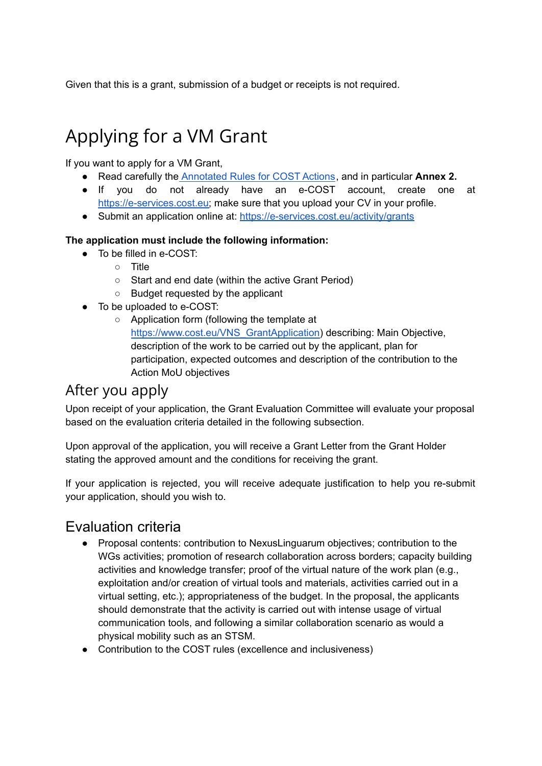Given that this is a grant, submission of a budget or receipts is not required.

# Applying for a VM Grant

If you want to apply for a VM Grant,

- Read carefully the [Annotated Rules for COST Actions](), and in particular **Annex 2.**
- If you do not already have an e-COST account, create one at https://e-services.cost.eu; make sure that you upload your CV in your profile.
- Submit an application online at: https://e-services.cost.eu/activity/grants

**The application must include the following information:**

- To be filled in e-COST:
  - Title
  - Start and end date (within the active Grant Period)
  - Budget requested by the applicant
- To be uploaded to e-COST:
  - Application form (following the template at https://www.cost.eu/VNS_GrantApplication) describing: Main Objective, description of the work to be carried out by the applicant, plan for participation, expected outcomes and description of the contribution to the Action MoU objectives

## After you apply

Upon receipt of your application, the Grant Evaluation Committee will evaluate your proposal based on the evaluation criteria detailed in the following subsection.

Upon approval of the application, you will receive a Grant Letter from the Grant Holder stating the approved amount and the conditions for receiving the grant.

If your application is rejected, you will receive adequate justification to help you re-submit your application, should you wish to.

## Evaluation criteria

- Proposal contents: contribution to NexusLinguarum objectives; contribution to the WGs activities; promotion of research collaboration across borders; capacity building activities and knowledge transfer; proof of the virtual nature of the work plan (e.g., exploitation and/or creation of virtual tools and materials, activities carried out in a virtual setting, etc.); appropriateness of the budget. In the proposal, the applicants should demonstrate that the activity is carried out with intense usage of virtual communication tools, and following a similar collaboration scenario as would a physical mobility such as an STSM.
- Contribution to the COST rules (excellence and inclusiveness)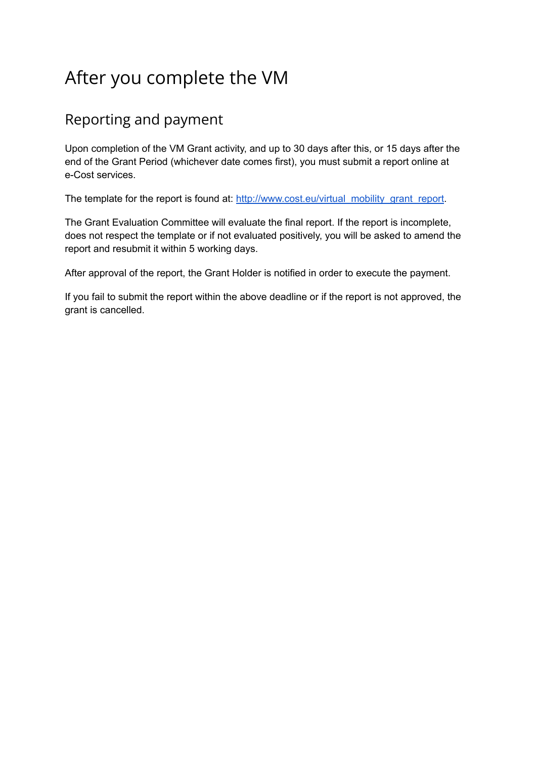# After you complete the VM

## Reporting and payment

Upon completion of the VM Grant activity, and up to 30 days after this, or 15 days after the end of the Grant Period (whichever date comes first), you must submit a report online at e-Cost services.

The template for the report is found at: [http://www.cost.eu/virtual_mobility_grant_report](http://www.cost.eu/virtual_mobility_grant_report).

The Grant Evaluation Committee will evaluate the final report. If the report is incomplete, does not respect the template or if not evaluated positively, you will be asked to amend the report and resubmit it within 5 working days.

After approval of the report, the Grant Holder is notified in order to execute the payment.

If you fail to submit the report within the above deadline or if the report is not approved, the grant is cancelled.